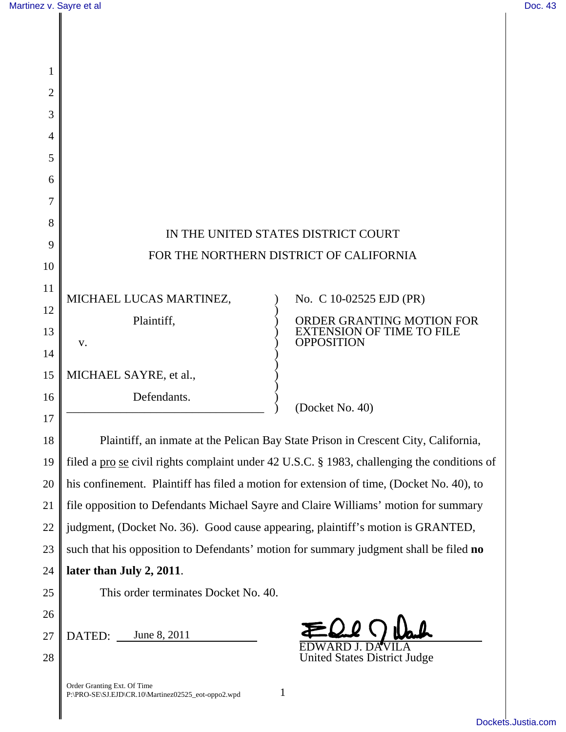IN THE UNITED STATES DISTRICT COURT

FOR THE NORTHERN DISTRICT OF CALIFORNIA

MICHAEL LUCAS MARTINEZ,
Plaintiff,

v.

MICHAEL SAYRE, et al.,
Defendants.

No. C 10-02525 EJD (PR)

ORDER GRANTING MOTION FOR EXTENSION OF TIME TO FILE OPPOSITION

(Docket No. 40)

Plaintiff, an inmate at the Pelican Bay State Prison in Crescent City, California, filed a pro se civil rights complaint under 42 U.S.C. § 1983, challenging the conditions of his confinement. Plaintiff has filed a motion for extension of time, (Docket No. 40), to file opposition to Defendants Michael Sayre and Claire Williams' motion for summary judgment, (Docket No. 36). Good cause appearing, plaintiff's motion is GRANTED, such that his opposition to Defendants' motion for summary judgment shall be filed **no later than July 2, 2011**.

This order terminates Docket No. 40.

DATED: June 8, 2011

EDWARD J. DAVILA
United States District Judge

Order Granting Ext. Of Time
P:\PRO-SE\SJ.EJD\CR.10\Martinez02525_eot-oppo2.wpd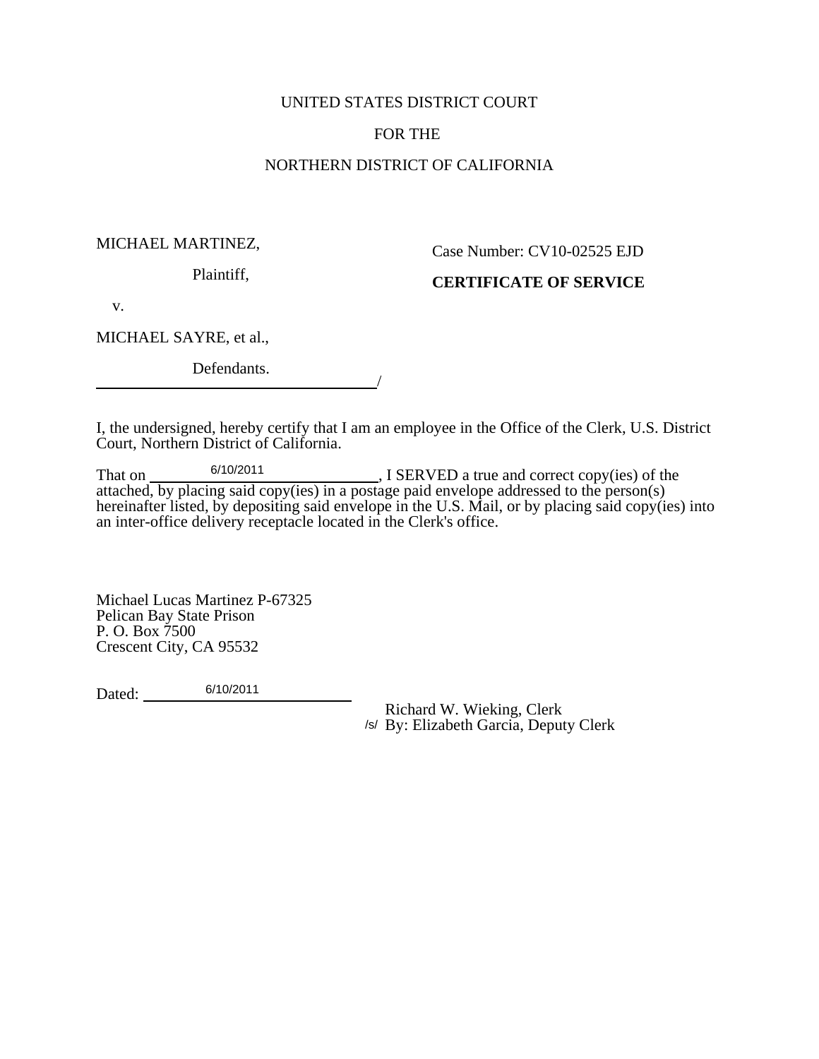UNITED STATES DISTRICT COURT

FOR THE

NORTHERN DISTRICT OF CALIFORNIA

MICHAEL MARTINEZ,

Plaintiff,

v.

MICHAEL SAYRE, et al.,

Defendants.
_____________________________________/

Case Number: CV10-02525 EJD

**CERTIFICATE OF SERVICE**

I, the undersigned, hereby certify that I am an employee in the Office of the Clerk, U.S. District Court, Northern District of California.

That on 6/10/2011, I SERVED a true and correct copy(ies) of the attached, by placing said copy(ies) in a postage paid envelope addressed to the person(s) hereinafter listed, by depositing said envelope in the U.S. Mail, or by placing said copy(ies) into an inter-office delivery receptacle located in the Clerk's office.

Michael Lucas Martinez P-67325
Pelican Bay State Prison
P. O. Box 7500
Crescent City, CA 95532

Dated: 6/10/2011

Richard W. Wieking, Clerk
/s/ By: Elizabeth Garcia, Deputy Clerk